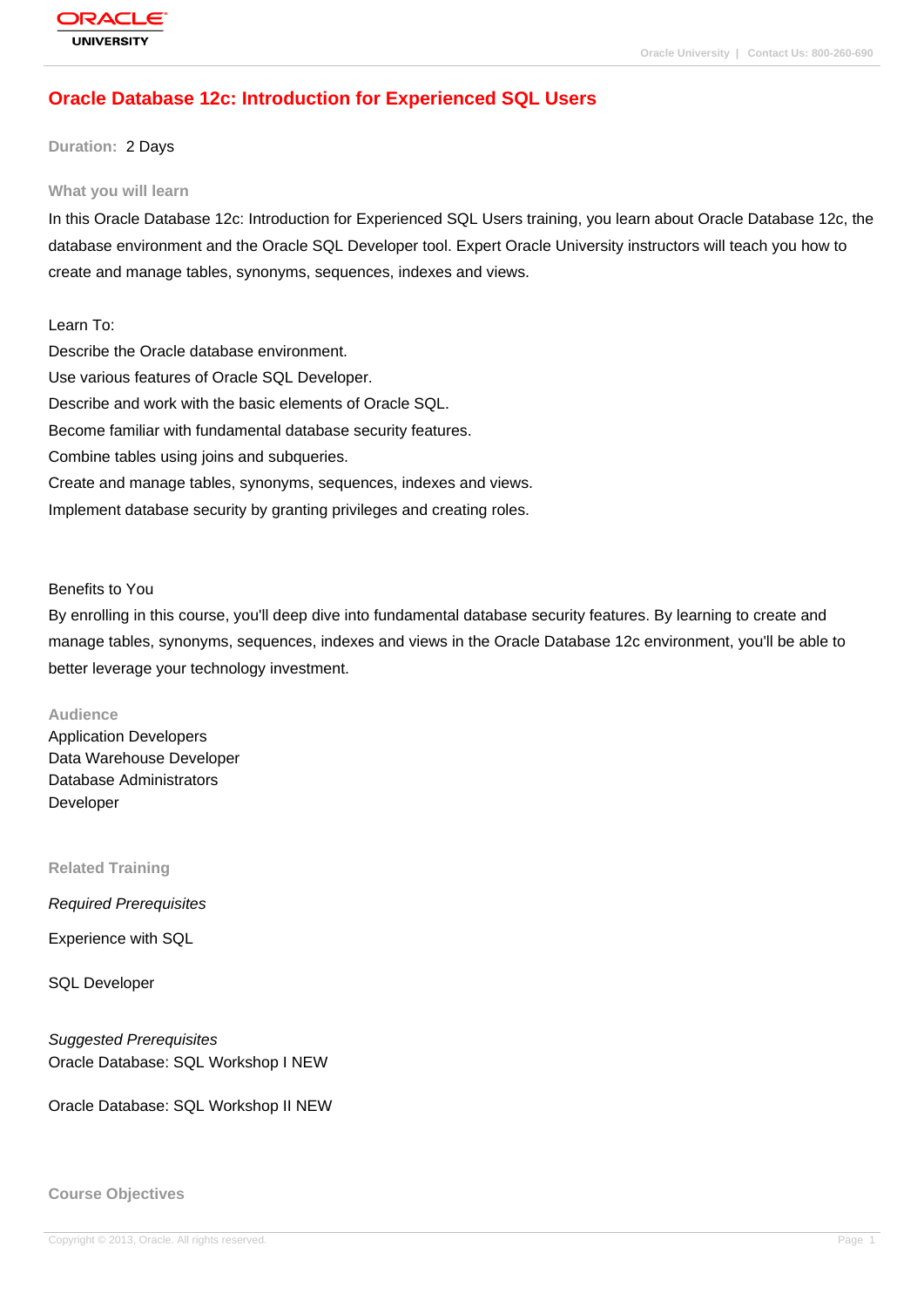# Oracle Database 12c: Introduction for Experienced SQL Users

**Duration:** 2 Days

## What you will learn

In this Oracle Database 12c: Introduction for Experienced SQL Users training, you learn about Oracle Database 12c, the database environment and the Oracle SQL Developer tool. Expert Oracle University instructors will teach you how to create and manage tables, synonyms, sequences, indexes and views.

Learn To:

Describe the Oracle database environment.

Use various features of Oracle SQL Developer.

Describe and work with the basic elements of Oracle SQL.

Become familiar with fundamental database security features.

Combine tables using joins and subqueries.

Create and manage tables, synonyms, sequences, indexes and views.

Implement database security by granting privileges and creating roles.

Benefits to You

By enrolling in this course, you'll deep dive into fundamental database security features. By learning to create and manage tables, synonyms, sequences, indexes and views in the Oracle Database 12c environment, you'll be able to better leverage your technology investment.

## Audience

Application Developers
Data Warehouse Developer
Database Administrators
Developer

## Related Training

*Required Prerequisites*

Experience with SQL

SQL Developer

*Suggested Prerequisites*

Oracle Database: SQL Workshop I NEW

Oracle Database: SQL Workshop II NEW

## Course Objectives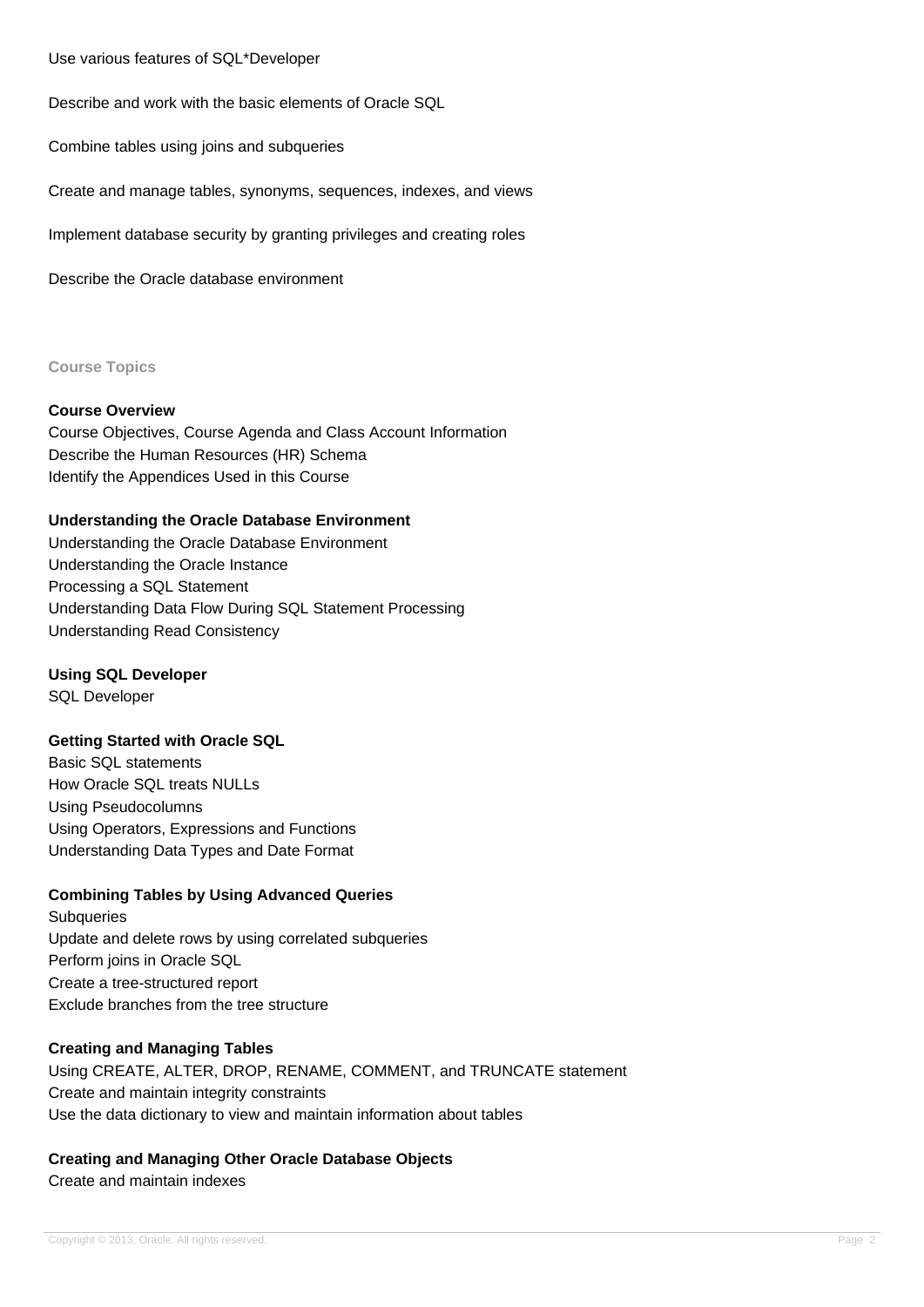Use various features of SQL*Developer

Describe and work with the basic elements of Oracle SQL

Combine tables using joins and subqueries

Create and manage tables, synonyms, sequences, indexes, and views

Implement database security by granting privileges and creating roles

Describe the Oracle database environment

## Course Topics

### Course Overview

Course Objectives, Course Agenda and Class Account Information
Describe the Human Resources (HR) Schema
Identify the Appendices Used in this Course

### Understanding the Oracle Database Environment

Understanding the Oracle Database Environment
Understanding the Oracle Instance
Processing a SQL Statement
Understanding Data Flow During SQL Statement Processing
Understanding Read Consistency

### Using SQL Developer

SQL Developer

### Getting Started with Oracle SQL

Basic SQL statements
How Oracle SQL treats NULLs
Using Pseudocolumns
Using Operators, Expressions and Functions
Understanding Data Types and Date Format

### Combining Tables by Using Advanced Queries

Subqueries
Update and delete rows by using correlated subqueries
Perform joins in Oracle SQL
Create a tree-structured report
Exclude branches from the tree structure

### Creating and Managing Tables

Using CREATE, ALTER, DROP, RENAME, COMMENT, and TRUNCATE statement
Create and maintain integrity constraints
Use the data dictionary to view and maintain information about tables

### Creating and Managing Other Oracle Database Objects

Create and maintain indexes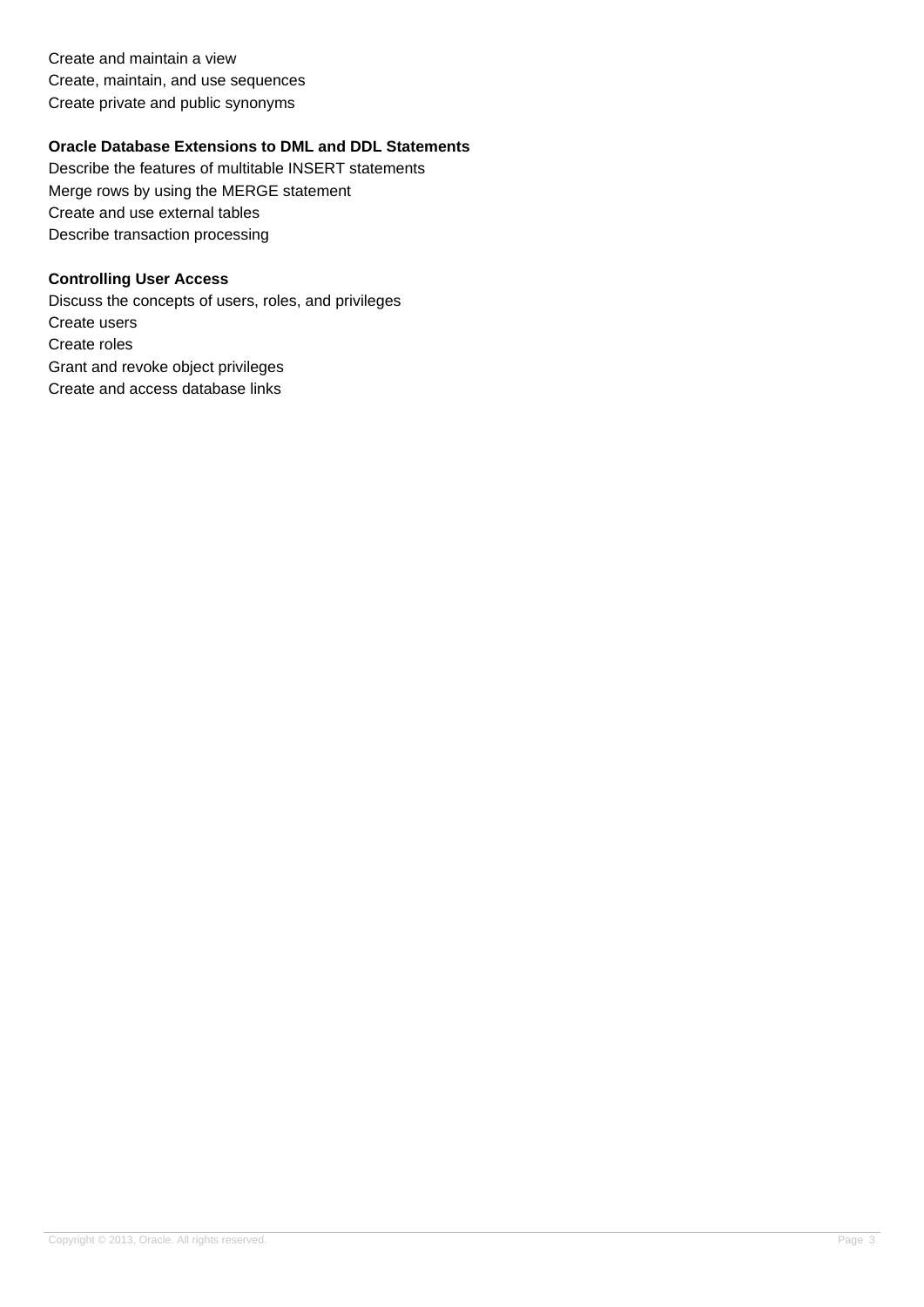Create and maintain a view
Create, maintain, and use sequences
Create private and public synonyms

**Oracle Database Extensions to DML and DDL Statements**

Describe the features of multitable INSERT statements
Merge rows by using the MERGE statement
Create and use external tables
Describe transaction processing

**Controlling User Access**

Discuss the concepts of users, roles, and privileges
Create users
Create roles
Grant and revoke object privileges
Create and access database links